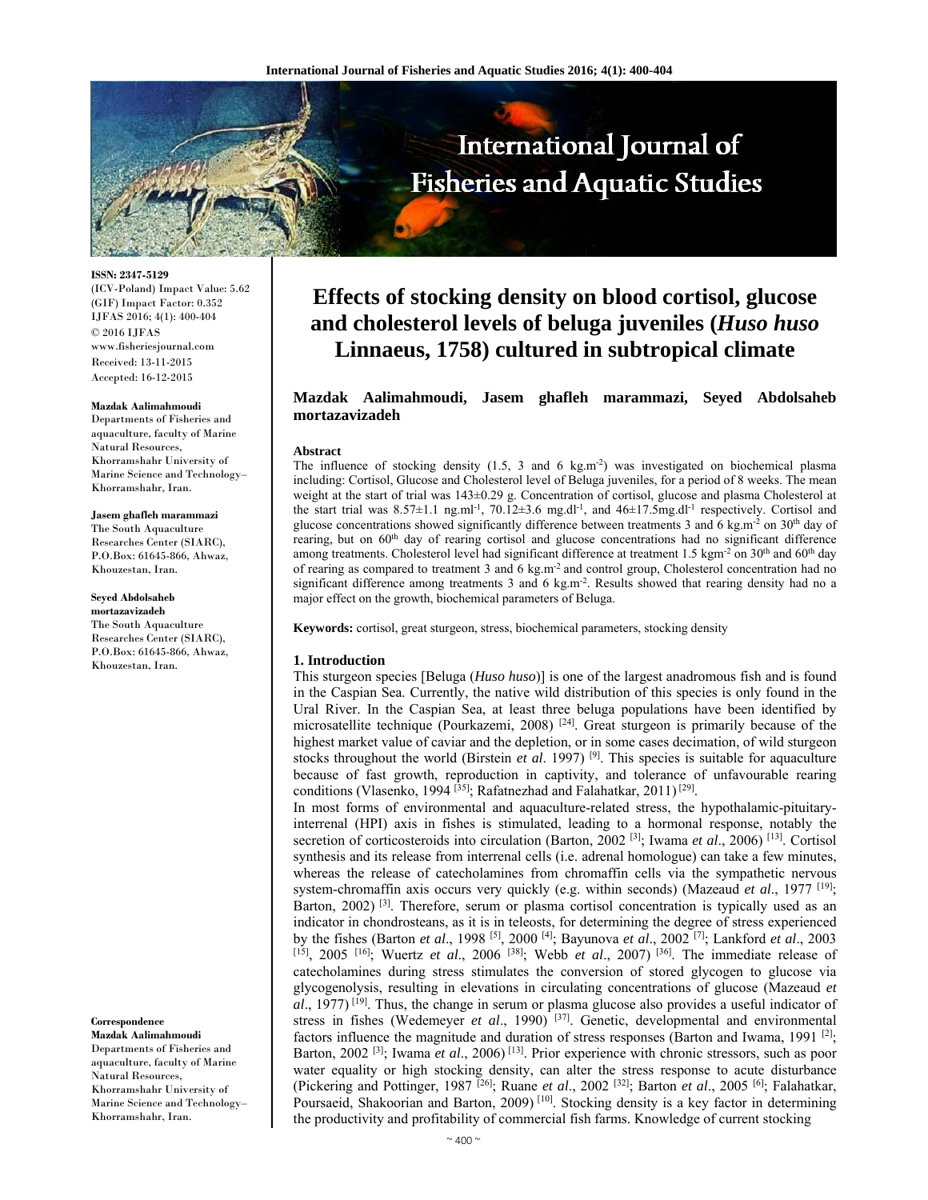**ISSN: 2347-5129**
(ICV-Poland) Impact Value: 5.62
(GIF) Impact Factor: 0.352
IJFAS 2016; 4(1): 400-404
© 2016 IJFAS
www.fisheriesjournal.com
Received: 13-11-2015
Accepted: 16-12-2015

**Mazdak Aalimahmoudi**
Departments of Fisheries and aquaculture, faculty of Marine Natural Resources, Khorramshahr University of Marine Science and Technology– Khorramshahr, Iran.

**Jasem ghafleh marammazi**
The South Aquaculture Researches Center (SIARC), P.O.Box: 61645-866, Ahwaz, Khouzestan, Iran.

**Seyed Abdolsaheb mortazavizadeh**
The South Aquaculture Researches Center (SIARC), P.O.Box: 61645-866, Ahwaz, Khouzestan, Iran.

**Correspondence**
**Mazdak Aalimahmoudi**
Departments of Fisheries and aquaculture, faculty of Marine Natural Resources, Khorramshahr University of Marine Science and Technology– Khorramshahr, Iran.

# Effects of stocking density on blood cortisol, glucose and cholesterol levels of beluga juveniles (*Huso huso* Linnaeus, 1758) cultured in subtropical climate

**Mazdak Aalimahmoudi, Jasem ghafleh marammazi, Seyed Abdolsaheb mortazavizadeh**

**Abstract**

The influence of stocking density (1.5, 3 and 6 kg.m$^{-2}$) was investigated on biochemical plasma including: Cortisol, Glucose and Cholesterol level of Beluga juveniles, for a period of 8 weeks. The mean weight at the start of trial was 143±0.29 g. Concentration of cortisol, glucose and plasma Cholesterol at the start trial was 8.57±1.1 ng.ml$^{-1}$, 70.12±3.6 mg.dl$^{-1}$, and 46±17.5mg.dl$^{-1}$ respectively. Cortisol and glucose concentrations showed significantly difference between treatments 3 and 6 kg.m$^{-2}$ on 30$^{th}$ day of rearing, but on 60$^{th}$ day of rearing cortisol and glucose concentrations had no significant difference among treatments. Cholesterol level had significant difference at treatment 1.5 kgm$^{-2}$ on 30$^{th}$ and 60$^{th}$ day of rearing as compared to treatment 3 and 6 kg.m$^{-2}$ and control group, Cholesterol concentration had no significant difference among treatments 3 and 6 kg.m$^{-2}$. Results showed that rearing density had no a major effect on the growth, biochemical parameters of Beluga.

**Keywords:** cortisol, great sturgeon, stress, biochemical parameters, stocking density

## 1. Introduction

This sturgeon species [Beluga (*Huso huso*)] is one of the largest anadromous fish and is found in the Caspian Sea. Currently, the native wild distribution of this species is only found in the Ural River. In the Caspian Sea, at least three beluga populations have been identified by microsatellite technique (Pourkazemi, 2008) [24]. Great sturgeon is primarily because of the highest market value of caviar and the depletion, or in some cases decimation, of wild sturgeon stocks throughout the world (Birstein *et al*. 1997) [9]. This species is suitable for aquaculture because of fast growth, reproduction in captivity, and tolerance of unfavourable rearing conditions (Vlasenko, 1994 [35]; Rafatnezhad and Falahatkar, 2011) [29].

In most forms of environmental and aquaculture-related stress, the hypothalamic-pituitary-interrenal (HPI) axis in fishes is stimulated, leading to a hormonal response, notably the secretion of corticosteroids into circulation (Barton, 2002 [3]; Iwama *et al*., 2006) [13]. Cortisol synthesis and its release from interrenal cells (i.e. adrenal homologue) can take a few minutes, whereas the release of catecholamines from chromaffin cells via the sympathetic nervous system-chromaffin axis occurs very quickly (e.g. within seconds) (Mazeaud *et al*., 1977 [19]; Barton, 2002) [3]. Therefore, serum or plasma cortisol concentration is typically used as an indicator in chondrosteans, as it is in teleosts, for determining the degree of stress experienced by the fishes (Barton *et al*., 1998 [5], 2000 [4]; Bayunova *et al*., 2002 [7]; Lankford *et al*., 2003 [15], 2005 [16]; Wuertz *et al*., 2006 [38]; Webb *et al*., 2007) [36]. The immediate release of catecholamines during stress stimulates the conversion of stored glycogen to glucose via glycogenolysis, resulting in elevations in circulating concentrations of glucose (Mazeaud *et al*., 1977) [19]. Thus, the change in serum or plasma glucose also provides a useful indicator of stress in fishes (Wedemeyer *et al*., 1990) [37]. Genetic, developmental and environmental factors influence the magnitude and duration of stress responses (Barton and Iwama, 1991 [2]; Barton, 2002 [3]; Iwama *et al*., 2006) [13]. Prior experience with chronic stressors, such as poor water equality or high stocking density, can alter the stress response to acute disturbance (Pickering and Pottinger, 1987 [26]; Ruane *et al*., 2002 [32]; Barton *et al*., 2005 [6]; Falahatkar, Poursaeid, Shakoorian and Barton, 2009) [10]. Stocking density is a key factor in determining the productivity and profitability of commercial fish farms. Knowledge of current stocking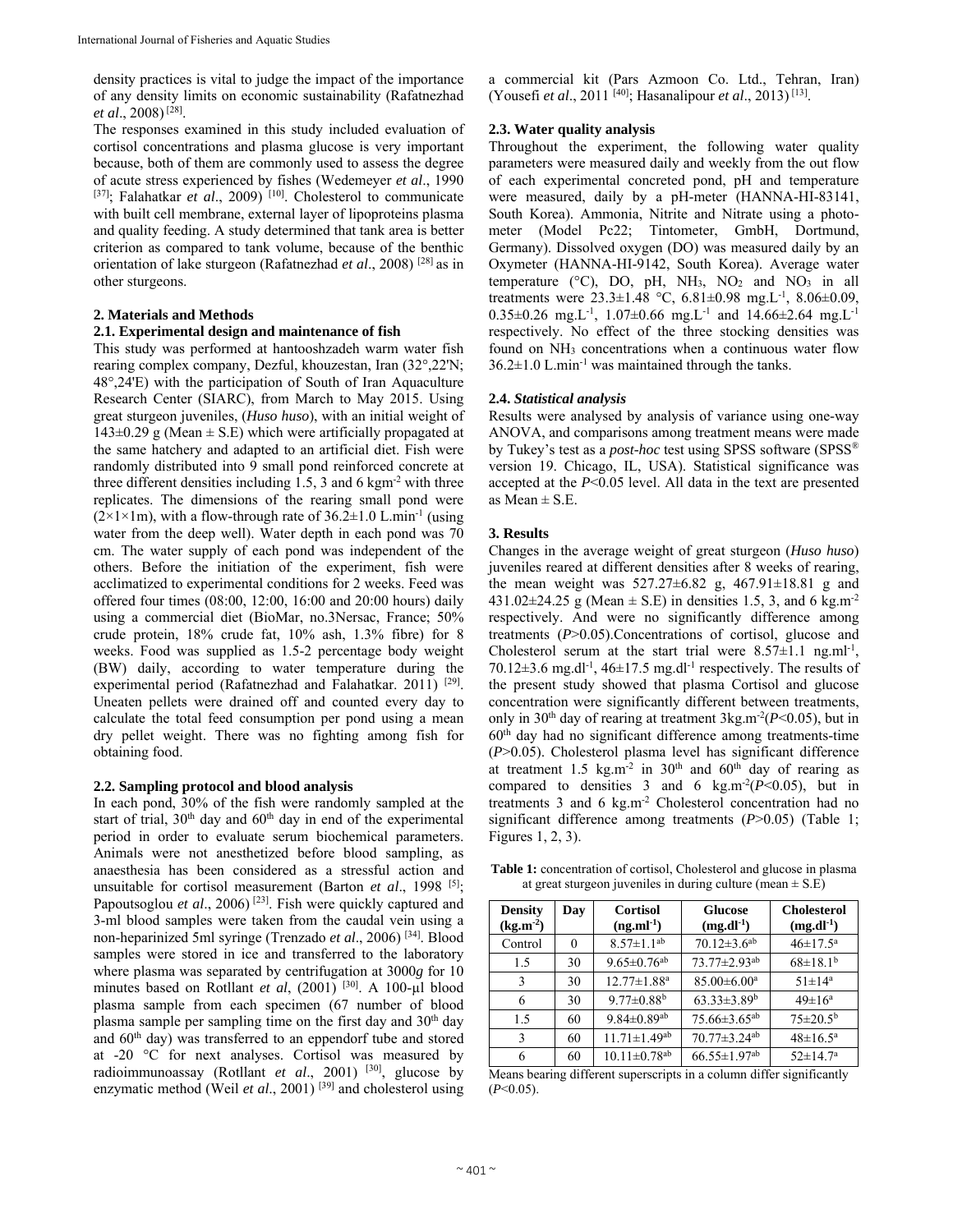density practices is vital to judge the impact of the importance of any density limits on economic sustainability (Rafatnezhad *et al*., 2008) [28].

The responses examined in this study included evaluation of cortisol concentrations and plasma glucose is very important because, both of them are commonly used to assess the degree of acute stress experienced by fishes (Wedemeyer *et al*., 1990 [37]; Falahatkar *et al*., 2009) [10]. Cholesterol to communicate with built cell membrane, external layer of lipoproteins plasma and quality feeding. A study determined that tank area is better criterion as compared to tank volume, because of the benthic orientation of lake sturgeon (Rafatnezhad *et al*., 2008) [28] as in other sturgeons.

## 2. Materials and Methods

### 2.1. Experimental design and maintenance of fish

This study was performed at hantooshzadeh warm water fish rearing complex company, Dezful, khouzestan, Iran (32°,22'N; 48°,24'E) with the participation of South of Iran Aquaculture Research Center (SIARC), from March to May 2015. Using great sturgeon juveniles, (*Huso huso*), with an initial weight of 143±0.29 g (Mean ± S.E) which were artificially propagated at the same hatchery and adapted to an artificial diet. Fish were randomly distributed into 9 small pond reinforced concrete at three different densities including 1.5, 3 and 6 kgm$^{-2}$ with three replicates. The dimensions of the rearing small pond were (2×1×1m), with a flow-through rate of 36.2±1.0 L.min$^{-1}$ (using water from the deep well). Water depth in each pond was 70 cm. The water supply of each pond was independent of the others. Before the initiation of the experiment, fish were acclimatized to experimental conditions for 2 weeks. Feed was offered four times (08:00, 12:00, 16:00 and 20:00 hours) daily using a commercial diet (BioMar, no.3Nersac, France; 50% crude protein, 18% crude fat, 10% ash, 1.3% fibre) for 8 weeks. Food was supplied as 1.5-2 percentage body weight (BW) daily, according to water temperature during the experimental period (Rafatnezhad and Falahatkar. 2011) [29]. Uneaten pellets were drained off and counted every day to calculate the total feed consumption per pond using a mean dry pellet weight. There was no fighting among fish for obtaining food.

### 2.2. Sampling protocol and blood analysis

In each pond, 30% of the fish were randomly sampled at the start of trial, 30$^{th}$ day and 60$^{th}$ day in end of the experimental period in order to evaluate serum biochemical parameters. Animals were not anesthetized before blood sampling, as anaesthesia has been considered as a stressful action and unsuitable for cortisol measurement (Barton *et al*., 1998 [5]; Papoutsoglou *et al*., 2006) [23]. Fish were quickly captured and 3-ml blood samples were taken from the caudal vein using a non-heparinized 5ml syringe (Trenzado *et al*., 2006) [34]. Blood samples were stored in ice and transferred to the laboratory where plasma was separated by centrifugation at 3000*g* for 10 minutes based on Rotllant *et al*, (2001) [30]. A 100-µl blood plasma sample from each specimen (67 number of blood plasma sample per sampling time on the first day and 30$^{th}$ day and 60$^{th}$ day) was transferred to an eppendorf tube and stored at -20 °C for next analyses. Cortisol was measured by radioimmunoassay (Rotllant *et al*., 2001) [30], glucose by enzymatic method (Weil *et al*., 2001) [39] and cholesterol using a commercial kit (Pars Azmoon Co. Ltd., Tehran, Iran) (Yousefi *et al*., 2011 [40]; Hasanalipour *et al*., 2013) [13].

### 2.3. Water quality analysis

Throughout the experiment, the following water quality parameters were measured daily and weekly from the out flow of each experimental concreted pond, pH and temperature were measured, daily by a pH-meter (HANNA-HI-83141, South Korea). Ammonia, Nitrite and Nitrate using a photometer (Model Pc22; Tintometer, GmbH, Dortmund, Germany). Dissolved oxygen (DO) was measured daily by an Oxymeter (HANNA-HI-9142, South Korea). Average water temperature (°C), DO, pH, $NH_3$, $NO_2$ and $NO_3$ in all treatments were 23.3±1.48 °C, 6.81±0.98 mg.L$^{-1}$, 8.06±0.09, 0.35±0.26 mg.L$^{-1}$, 1.07±0.66 mg.L$^{-1}$ and 14.66±2.64 mg.L$^{-1}$ respectively. No effect of the three stocking densities was found on $NH_3$ concentrations when a continuous water flow 36.2±1.0 L.min$^{-1}$ was maintained through the tanks.

### 2.4. *Statistical analysis*

Results were analysed by analysis of variance using one-way ANOVA, and comparisons among treatment means were made by Tukey's test as a *post-hoc* test using SPSS software (SPSS® version 19. Chicago, IL, USA). Statistical significance was accepted at the $P$<0.05 level. All data in the text are presented as Mean ± S.E.

## 3. Results

Changes in the average weight of great sturgeon (*Huso huso*) juveniles reared at different densities after 8 weeks of rearing, the mean weight was 527.27±6.82 g, 467.91±18.81 g and 431.02±24.25 g (Mean ± S.E) in densities 1.5, 3, and 6 kg.m$^{-2}$ respectively. And were no significantly difference among treatments ($P$>0.05).Concentrations of cortisol, glucose and Cholesterol serum at the start trial were 8.57±1.1 ng.ml$^{-1}$, 70.12±3.6 mg.dl$^{-1}$, 46±17.5 mg.dl$^{-1}$ respectively. The results of the present study showed that plasma Cortisol and glucose concentration were significantly different between treatments, only in 30$^{th}$ day of rearing at treatment 3kg.m$^{-2}$($P$<0.05), but in 60$^{th}$ day had no significant difference among treatments-time ($P$>0.05). Cholesterol plasma level has significant difference at treatment 1.5 kg.m$^{-2}$ in 30$^{th}$ and 60$^{th}$ day of rearing as compared to densities 3 and 6 kg.m$^{-2}$($P$<0.05), but in treatments 3 and 6 kg.m$^{-2}$ Cholesterol concentration had no significant difference among treatments ($P$>0.05) (Table 1; Figures 1, 2, 3).

**Table 1:** concentration of cortisol, Cholesterol and glucose in plasma at great sturgeon juveniles in during culture (mean ± S.E)

| Density (kg.m$^{-2}$) | Day | Cortisol (ng.ml$^{-1}$) | Glucose (mg.dl$^{-1}$) | Cholesterol (mg.dl$^{-1}$) |
|---|---|---|---|---|
| Control | 0 | 8.57±1.1$^{ab}$ | 70.12±3.6$^{ab}$ | 46±17.5$^{a}$ |
| 1.5 | 30 | 9.65±0.76$^{ab}$ | 73.77±2.93$^{ab}$ | 68±18.1$^{b}$ |
| 3 | 30 | 12.77±1.88$^{a}$ | 85.00±6.00$^{a}$ | 51±14$^{a}$ |
| 6 | 30 | 9.77±0.88$^{b}$ | 63.33±3.89$^{b}$ | 49±16$^{a}$ |
| 1.5 | 60 | 9.84±0.89$^{ab}$ | 75.66±3.65$^{ab}$ | 75±20.5$^{b}$ |
| 3 | 60 | 11.71±1.49$^{ab}$ | 70.77±3.24$^{ab}$ | 48±16.5$^{a}$ |
| 6 | 60 | 10.11±0.78$^{ab}$ | 66.55±1.97$^{ab}$ | 52±14.7$^{a}$ |

Means bearing different superscripts in a column differ significantly ($P$<0.05).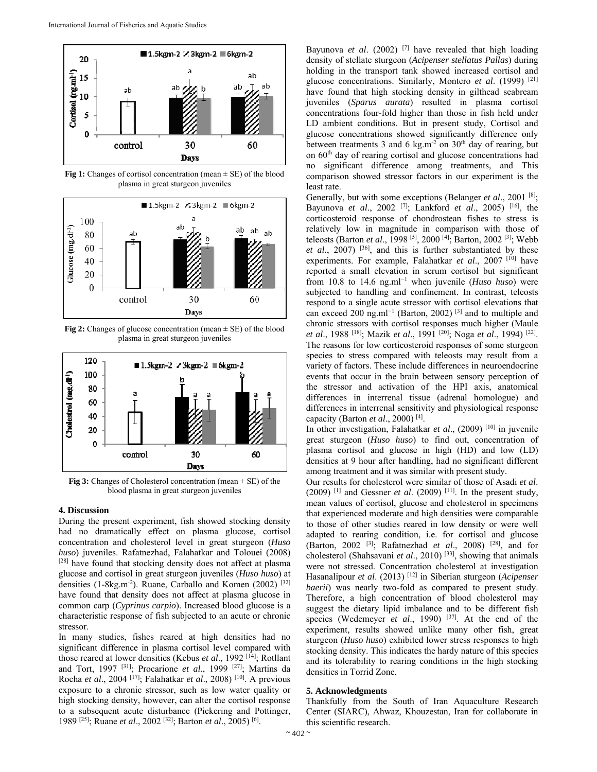Fig 1: Changes of cortisol concentration (mean ± SE) of the blood plasma in great sturgeon juveniles

Fig 2: Changes of glucose concentration (mean ± SE) of the blood plasma in great sturgeon juveniles

Fig 3: Changes of Cholesterol concentration (mean ± SE) of the blood plasma in great sturgeon juveniles

## 4. Discussion

During the present experiment, fish showed stocking density had no dramatically effect on plasma glucose, cortisol concentration and cholesterol level in great sturgeon (*Huso huso*) juveniles. Rafatnezhad, Falahatkar and Tolouei (2008) [28] have found that stocking density does not affect at plasma glucose and cortisol in great sturgeon juveniles (*Huso huso*) at densities (1-8kg.m$^{-2}$). Ruane, Carballo and Komen (2002) [32] have found that density does not affect at plasma glucose in common carp (*Cyprinus carpio*). Increased blood glucose is a characteristic response of fish subjected to an acute or chronic stressor.

In many studies, fishes reared at high densities had no significant difference in plasma cortisol level compared with those reared at lower densities (Kebus *et al*., 1992 [14]; Rotllant and Tort, 1997 [31]; Procarione *et al*., 1999 [27]; Martins da Rocha *et al*., 2004 [17]; Falahatkar *et al*., 2008) [10]. A previous exposure to a chronic stressor, such as low water quality or high stocking density, however, can alter the cortisol response to a subsequent acute disturbance (Pickering and Pottinger, 1989 [25]; Ruane *et al*., 2002 [32]; Barton *et al*., 2005) [6].

Bayunova *et al*. (2002) [7] have revealed that high loading density of stellate sturgeon (*Acipenser stellatus Pallas*) during holding in the transport tank showed increased cortisol and glucose concentrations. Similarly, Montero *et al*. (1999) [21] have found that high stocking density in gilthead seabream juveniles (*Sparus aurata*) resulted in plasma cortisol concentrations four-fold higher than those in fish held under LD ambient conditions. But in present study, Cortisol and glucose concentrations showed significantly difference only between treatments 3 and 6 kg.m$^{-2}$ on 30$^{th}$ day of rearing, but on 60$^{th}$ day of rearing cortisol and glucose concentrations had no significant difference among treatments, and This comparison showed stressor factors in our experiment is the least rate.

Generally, but with some exceptions (Belanger *et al*., 2001 [8]; Bayunova *et al*., 2002 [7]; Lankford *et al*., 2005) [16], the corticosteroid response of chondrostean fishes to stress is relatively low in magnitude in comparison with those of teleosts (Barton *et al*., 1998 [5], 2000 [4]; Barton, 2002 [3]; Webb *et al*., 2007) [36], and this is further substantiated by these experiments. For example, Falahatkar *et al*., 2007 [10] have reported a small elevation in serum cortisol but significant from 10.8 to 14.6 ng.ml$^{-1}$ when juvenile (*Huso huso*) were subjected to handling and confinement. In contrast, teleosts respond to a single acute stressor with cortisol elevations that can exceed 200 ng.ml$^{-1}$ (Barton, 2002) [3] and to multiple and chronic stressors with cortisol responses much higher (Maule *et al*., 1988 [18]; Mazik *et al*., 1991 [20]; Noga *et al*., 1994) [22]. The reasons for low corticosteroid responses of some sturgeon species to stress compared with teleosts may result from a variety of factors. These include differences in neuroendocrine events that occur in the brain between sensory perception of the stressor and activation of the HPI axis, anatomical differences in interrenal tissue (adrenal homologue) and differences in interrenal sensitivity and physiological response capacity (Barton *et al*., 2000) [4].

In other investigation, Falahatkar *et al*., (2009) [10] in juvenile great sturgeon (*Huso huso*) to find out, concentration of plasma cortisol and glucose in high (HD) and low (LD) densities at 9 hour after handling, had no significant different among treatment and it was similar with present study.

Our results for cholesterol were similar of those of Asadi *et al*. (2009) [1] and Gessner *et al*. (2009) [11]. In the present study, mean values of cortisol, glucose and cholesterol in specimens that experienced moderate and high densities were comparable to those of other studies reared in low density or were well adapted to rearing condition, i.e. for cortisol and glucose (Barton, 2002 [3]; Rafatnezhad *et al*., 2008) [28], and for cholesterol (Shahsavani *et al*., 2010) [33], showing that animals were not stressed. Concentration cholesterol at investigation Hasanalipour *et al*. (2013) [12] in Siberian sturgeon (*Acipenser baerii*) was nearly two-fold as compared to present study. Therefore, a high concentration of blood cholesterol may suggest the dietary lipid imbalance and to be different fish species (Wedemeyer *et al*., 1990) [37]. At the end of the experiment, results showed unlike many other fish, great sturgeon (*Huso huso*) exhibited lower stress responses to high stocking density. This indicates the hardy nature of this species and its tolerability to rearing conditions in the high stocking densities in Torrid Zone.

## 5. Acknowledgments

Thankfully from the South of Iran Aquaculture Research Center (SIARC), Ahwaz, Khouzestan, Iran for collaborate in this scientific research.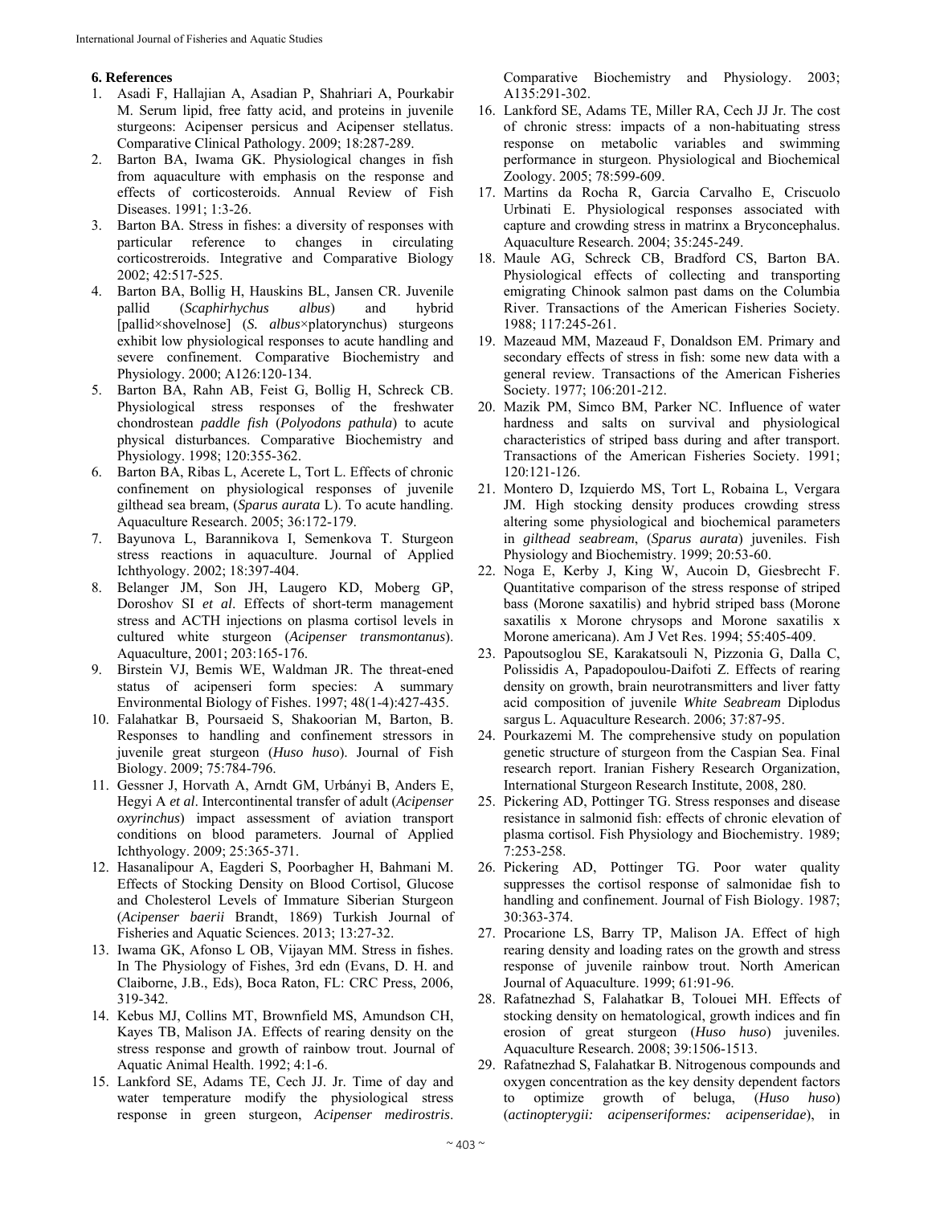## 6. References

1. Asadi F, Hallajian A, Asadian P, Shahriari A, Pourkabir M. Serum lipid, free fatty acid, and proteins in juvenile sturgeons: Acipenser persicus and Acipenser stellatus. Comparative Clinical Pathology. 2009; 18:287-289.
2. Barton BA, Iwama GK. Physiological changes in fish from aquaculture with emphasis on the response and effects of corticosteroids. Annual Review of Fish Diseases. 1991; 1:3-26.
3. Barton BA. Stress in fishes: a diversity of responses with particular reference to changes in circulating corticostreroids. Integrative and Comparative Biology 2002; 42:517-525.
4. Barton BA, Bollig H, Hauskins BL, Jansen CR. Juvenile pallid (*Scaphirhychus albus*) and hybrid [pallid×shovelnose] (*S. albus*×platorynchus) sturgeons exhibit low physiological responses to acute handling and severe confinement. Comparative Biochemistry and Physiology. 2000; A126:120-134.
5. Barton BA, Rahn AB, Feist G, Bollig H, Schreck CB. Physiological stress responses of the freshwater chondrostean *paddle fish* (*Polyodons pathula*) to acute physical disturbances. Comparative Biochemistry and Physiology. 1998; 120:355-362.
6. Barton BA, Ribas L, Acerete L, Tort L. Effects of chronic confinement on physiological responses of juvenile gilthead sea bream, (*Sparus aurata* L). To acute handling. Aquaculture Research. 2005; 36:172-179.
7. Bayunova L, Barannikova I, Semenkova T. Sturgeon stress reactions in aquaculture. Journal of Applied Ichthyology. 2002; 18:397-404.
8. Belanger JM, Son JH, Laugero KD, Moberg GP, Doroshov SI *et al*. Effects of short-term management stress and ACTH injections on plasma cortisol levels in cultured white sturgeon (*Acipenser transmontanus*). Aquaculture, 2001; 203:165-176.
9. Birstein VJ, Bemis WE, Waldman JR. The threat-ened status of acipenseri form species: A summary Environmental Biology of Fishes. 1997; 48(1-4):427-435.
10. Falahatkar B, Poursaeid S, Shakoorian M, Barton, B. Responses to handling and confinement stressors in juvenile great sturgeon (*Huso huso*). Journal of Fish Biology. 2009; 75:784-796.
11. Gessner J, Horvath A, Arndt GM, Urbányi B, Anders E, Hegyi A *et al*. Intercontinental transfer of adult (*Acipenser oxyrinchus*) impact assessment of aviation transport conditions on blood parameters. Journal of Applied Ichthyology. 2009; 25:365-371.
12. Hasanalipour A, Eagderi S, Poorbagher H, Bahmani M. Effects of Stocking Density on Blood Cortisol, Glucose and Cholesterol Levels of Immature Siberian Sturgeon (*Acipenser baerii* Brandt, 1869) Turkish Journal of Fisheries and Aquatic Sciences. 2013; 13:27-32.
13. Iwama GK, Afonso L OB, Vijayan MM. Stress in fishes. In The Physiology of Fishes, 3rd edn (Evans, D. H. and Claiborne, J.B., Eds), Boca Raton, FL: CRC Press, 2006, 319-342.
14. Kebus MJ, Collins MT, Brownfield MS, Amundson CH, Kayes TB, Malison JA. Effects of rearing density on the stress response and growth of rainbow trout. Journal of Aquatic Animal Health. 1992; 4:1-6.
15. Lankford SE, Adams TE, Cech JJ. Jr. Time of day and water temperature modify the physiological stress response in green sturgeon, *Acipenser medirostris*. Comparative Biochemistry and Physiology. 2003; A135:291-302.
16. Lankford SE, Adams TE, Miller RA, Cech JJ Jr. The cost of chronic stress: impacts of a non-habituating stress response on metabolic variables and swimming performance in sturgeon. Physiological and Biochemical Zoology. 2005; 78:599-609.
17. Martins da Rocha R, Garcia Carvalho E, Criscuolo Urbinati E. Physiological responses associated with capture and crowding stress in matrinx a Bryconcephalus. Aquaculture Research. 2004; 35:245-249.
18. Maule AG, Schreck CB, Bradford CS, Barton BA. Physiological effects of collecting and transporting emigrating Chinook salmon past dams on the Columbia River. Transactions of the American Fisheries Society. 1988; 117:245-261.
19. Mazeaud MM, Mazeaud F, Donaldson EM. Primary and secondary effects of stress in fish: some new data with a general review. Transactions of the American Fisheries Society. 1977; 106:201-212.
20. Mazik PM, Simco BM, Parker NC. Influence of water hardness and salts on survival and physiological characteristics of striped bass during and after transport. Transactions of the American Fisheries Society. 1991; 120:121-126.
21. Montero D, Izquierdo MS, Tort L, Robaina L, Vergara JM. High stocking density produces crowding stress altering some physiological and biochemical parameters in *gilthead seabream*, (*Sparus aurata*) juveniles. Fish Physiology and Biochemistry. 1999; 20:53-60.
22. Noga E, Kerby J, King W, Aucoin D, Giesbrecht F. Quantitative comparison of the stress response of striped bass (Morone saxatilis) and hybrid striped bass (Morone saxatilis x Morone chrysops and Morone saxatilis x Morone americana). Am J Vet Res. 1994; 55:405-409.
23. Papoutsoglou SE, Karakatsouli N, Pizzonia G, Dalla C, Polissidis A, Papadopoulou-Daifoti Z. Effects of rearing density on growth, brain neurotransmitters and liver fatty acid composition of juvenile *White Seabream* Diplodus sargus L. Aquaculture Research. 2006; 37:87-95.
24. Pourkazemi M. The comprehensive study on population genetic structure of sturgeon from the Caspian Sea. Final research report. Iranian Fishery Research Organization, International Sturgeon Research Institute, 2008, 280.
25. Pickering AD, Pottinger TG. Stress responses and disease resistance in salmonid fish: effects of chronic elevation of plasma cortisol. Fish Physiology and Biochemistry. 1989; 7:253-258.
26. Pickering AD, Pottinger TG. Poor water quality suppresses the cortisol response of salmonidae fish to handling and confinement. Journal of Fish Biology. 1987; 30:363-374.
27. Procarione LS, Barry TP, Malison JA. Effect of high rearing density and loading rates on the growth and stress response of juvenile rainbow trout. North American Journal of Aquaculture. 1999; 61:91-96.
28. Rafatnezhad S, Falahatkar B, Tolouei MH. Effects of stocking density on hematological, growth indices and fin erosion of great sturgeon (*Huso huso*) juveniles. Aquaculture Research. 2008; 39:1506-1513.
29. Rafatnezhad S, Falahatkar B. Nitrogenous compounds and oxygen concentration as the key density dependent factors to optimize growth of beluga, (*Huso huso*) (*actinopterygii: acipenseriformes: acipenseridae*), in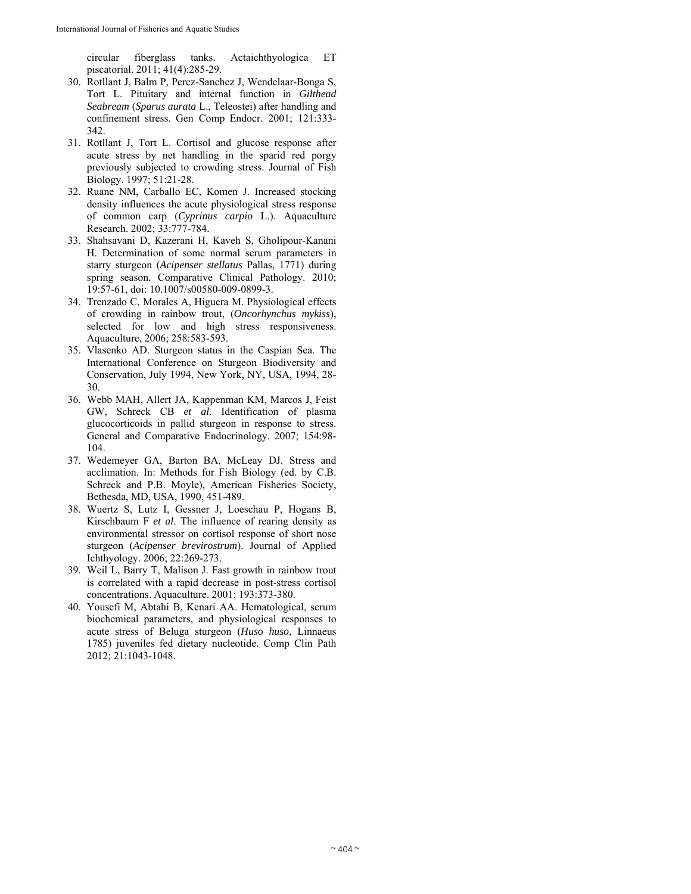circular fiberglass tanks. Actaichthyologica ET piscatorial. 2011; 41(4):285-29.

30. Rotllant J, Balm P, Perez-Sanchez J, Wendelaar-Bonga S, Tort L. Pituitary and internal function in *Gilthead Seabream* (*Sparus aurata* L., Teleostei) after handling and confinement stress. Gen Comp Endocr. 2001; 121:333-342.
31. Rotllant J, Tort L. Cortisol and glucose response after acute stress by net handling in the sparid red porgy previously subjected to crowding stress. Journal of Fish Biology. 1997; 51:21-28.
32. Ruane NM, Carballo EC, Komen J. Increased stocking density influences the acute physiological stress response of common carp (*Cyprinus carpio* L.). Aquaculture Research. 2002; 33:777-784.
33. Shahsavani D, Kazerani H, Kaveh S, Gholipour-Kanani H. Determination of some normal serum parameters in starry sturgeon (*Acipenser stellatus* Pallas, 1771) during spring season. Comparative Clinical Pathology. 2010; 19:57-61, doi: 10.1007/s00580-009-0899-3.
34. Trenzado C, Morales A, Higuera M. Physiological effects of crowding in rainbow trout, (*Oncorhynchus mykiss*), selected for low and high stress responsiveness. Aquaculture, 2006; 258:583-593.
35. Vlasenko AD. Sturgeon status in the Caspian Sea. The International Conference on Sturgeon Biodiversity and Conservation, July 1994, New York, NY, USA, 1994, 28-30.
36. Webb MAH, Allert JA, Kappenman KM, Marcos J, Feist GW, Schreck CB *et al*. Identification of plasma glucocorticoids in pallid sturgeon in response to stress. General and Comparative Endocrinology. 2007; 154:98-104.
37. Wedemeyer GA, Barton BA, McLeay DJ. Stress and acclimation. In: Methods for Fish Biology (ed. by C.B. Schreck and P.B. Moyle), American Fisheries Society, Bethesda, MD, USA, 1990, 451-489.
38. Wuertz S, Lutz I, Gessner J, Loeschau P, Hogans B, Kirschbaum F *et al*. The influence of rearing density as environmental stressor on cortisol response of short nose sturgeon (*Acipenser brevirostrum*). Journal of Applied Ichthyology. 2006; 22:269-273.
39. Weil L, Barry T, Malison J. Fast growth in rainbow trout is correlated with a rapid decrease in post-stress cortisol concentrations. Aquaculture. 2001; 193:373-380.
40. Yousefi M, Abtahi B, Kenari AA. Hematological, serum biochemical parameters, and physiological responses to acute stress of Beluga sturgeon (*Huso huso*, Linnaeus 1785) juveniles fed dietary nucleotide. Comp Clin Path 2012; 21:1043-1048.